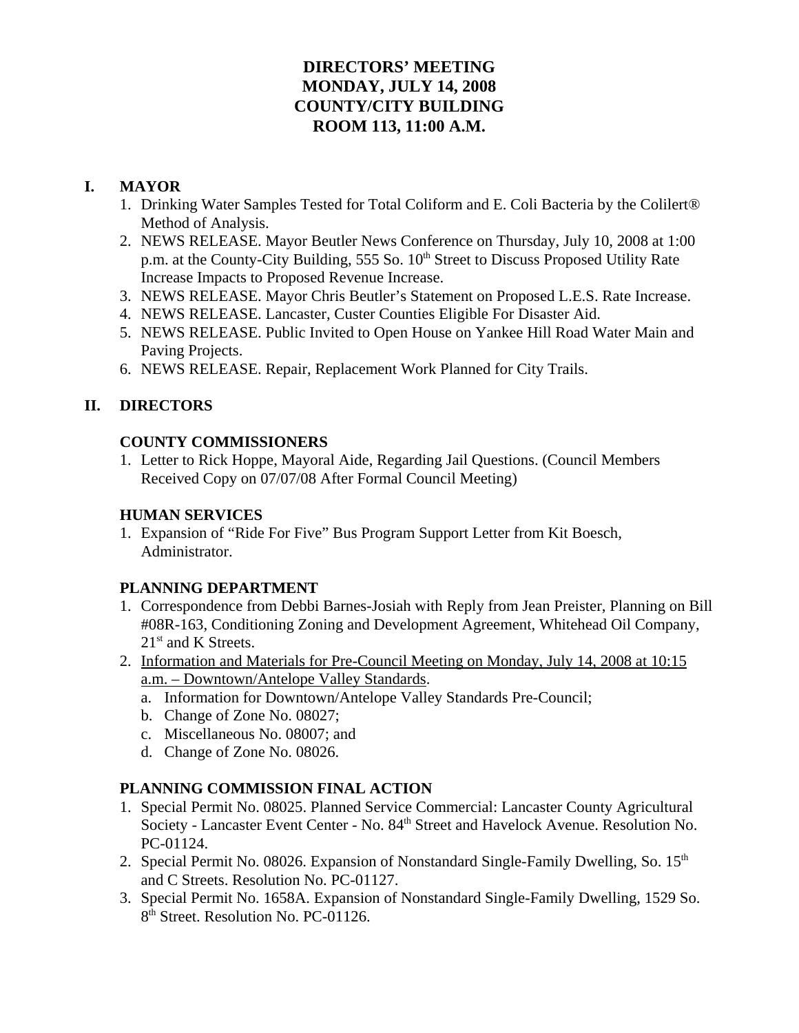# DIRECTORS' MEETING
# MONDAY, JULY 14, 2008
# COUNTY/CITY BUILDING
# ROOM 113, 11:00 A.M.

## I. MAYOR

1. Drinking Water Samples Tested for Total Coliform and E. Coli Bacteria by the Colilert® Method of Analysis.
2. NEWS RELEASE. Mayor Beutler News Conference on Thursday, July 10, 2008 at 1:00 p.m. at the County-City Building, 555 So. 10th Street to Discuss Proposed Utility Rate Increase Impacts to Proposed Revenue Increase.
3. NEWS RELEASE. Mayor Chris Beutler's Statement on Proposed L.E.S. Rate Increase.
4. NEWS RELEASE. Lancaster, Custer Counties Eligible For Disaster Aid.
5. NEWS RELEASE. Public Invited to Open House on Yankee Hill Road Water Main and Paving Projects.
6. NEWS RELEASE. Repair, Replacement Work Planned for City Trails.

## II. DIRECTORS

### COUNTY COMMISSIONERS

1. Letter to Rick Hoppe, Mayoral Aide, Regarding Jail Questions. (Council Members Received Copy on 07/07/08 After Formal Council Meeting)

### HUMAN SERVICES

1. Expansion of "Ride For Five" Bus Program Support Letter from Kit Boesch, Administrator.

### PLANNING DEPARTMENT

1. Correspondence from Debbi Barnes-Josiah with Reply from Jean Preister, Planning on Bill #08R-163, Conditioning Zoning and Development Agreement, Whitehead Oil Company, 21st and K Streets.
2. <u>Information and Materials for Pre-Council Meeting on Monday, July 14, 2008 at 10:15 a.m. – Downtown/Antelope Valley Standards</u>.
   a. Information for Downtown/Antelope Valley Standards Pre-Council;
   b. Change of Zone No. 08027;
   c. Miscellaneous No. 08007; and
   d. Change of Zone No. 08026.

### PLANNING COMMISSION FINAL ACTION

1. Special Permit No. 08025. Planned Service Commercial: Lancaster County Agricultural Society - Lancaster Event Center - No. 84th Street and Havelock Avenue. Resolution No. PC-01124.
2. Special Permit No. 08026. Expansion of Nonstandard Single-Family Dwelling, So. 15th and C Streets. Resolution No. PC-01127.
3. Special Permit No. 1658A. Expansion of Nonstandard Single-Family Dwelling, 1529 So. 8th Street. Resolution No. PC-01126.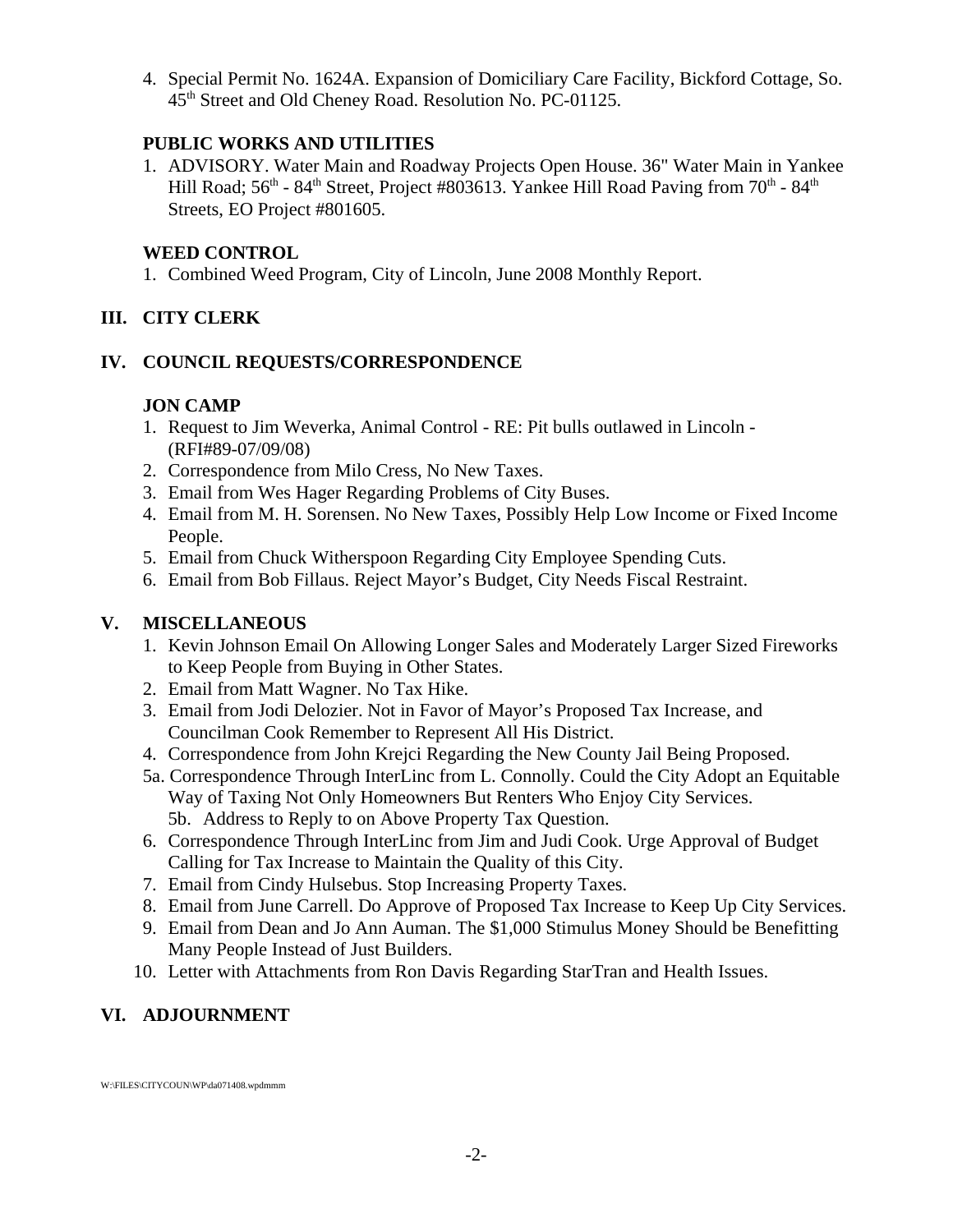4. Special Permit No. 1624A. Expansion of Domiciliary Care Facility, Bickford Cottage, So. 45th Street and Old Cheney Road. Resolution No. PC-01125.

### PUBLIC WORKS AND UTILITIES

1. ADVISORY. Water Main and Roadway Projects Open House. 36" Water Main in Yankee Hill Road; 56th - 84th Street, Project #803613. Yankee Hill Road Paving from 70th - 84th Streets, EO Project #801605.

### WEED CONTROL

1. Combined Weed Program, City of Lincoln, June 2008 Monthly Report.

## III. CITY CLERK

## IV. COUNCIL REQUESTS/CORRESPONDENCE

### JON CAMP

1. Request to Jim Weverka, Animal Control - RE: Pit bulls outlawed in Lincoln - (RFI#89-07/09/08)
2. Correspondence from Milo Cress, No New Taxes.
3. Email from Wes Hager Regarding Problems of City Buses.
4. Email from M. H. Sorensen. No New Taxes, Possibly Help Low Income or Fixed Income People.
5. Email from Chuck Witherspoon Regarding City Employee Spending Cuts.
6. Email from Bob Fillaus. Reject Mayor's Budget, City Needs Fiscal Restraint.

## V. MISCELLANEOUS

1. Kevin Johnson Email On Allowing Longer Sales and Moderately Larger Sized Fireworks to Keep People from Buying in Other States.
2. Email from Matt Wagner. No Tax Hike.
3. Email from Jodi Delozier. Not in Favor of Mayor's Proposed Tax Increase, and Councilman Cook Remember to Represent All His District.
4. Correspondence from John Krejci Regarding the New County Jail Being Proposed.

5a. Correspondence Through InterLinc from L. Connolly. Could the City Adopt an Equitable Way of Taxing Not Only Homeowners But Renters Who Enjoy City Services.
5b. Address to Reply to on Above Property Tax Question.

6. Correspondence Through InterLinc from Jim and Judi Cook. Urge Approval of Budget Calling for Tax Increase to Maintain the Quality of this City.
7. Email from Cindy Hulsebus. Stop Increasing Property Taxes.
8. Email from June Carrell. Do Approve of Proposed Tax Increase to Keep Up City Services.
9. Email from Dean and Jo Ann Auman. The $1,000 Stimulus Money Should be Benefitting Many People Instead of Just Builders.
10. Letter with Attachments from Ron Davis Regarding StarTran and Health Issues.

## VI. ADJOURNMENT

W:\FILES\CITYCOUN\WP\da071408.wpdmmm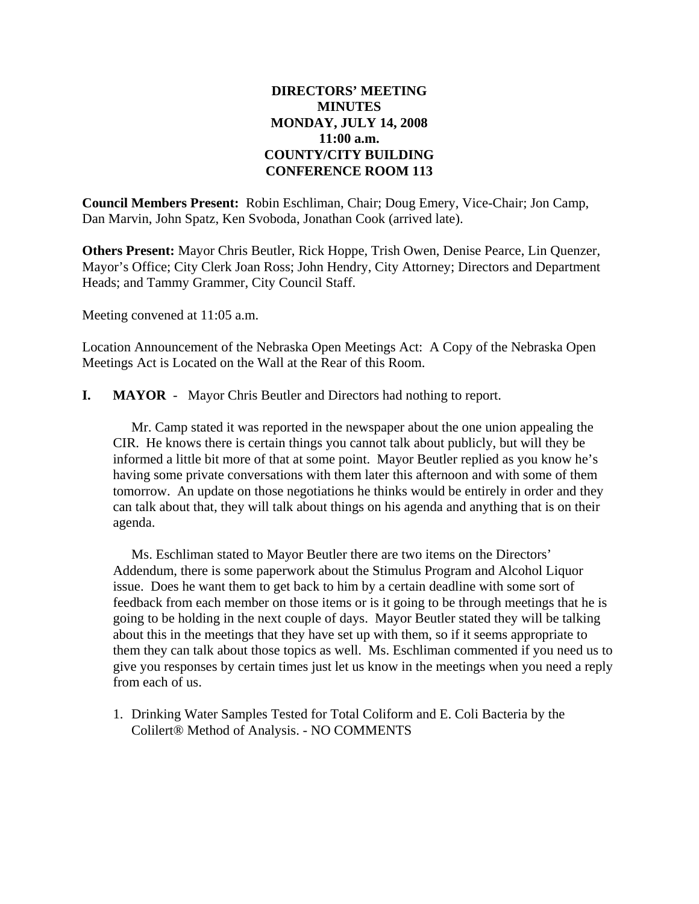**DIRECTORS' MEETING**
**MINUTES**
**MONDAY, JULY 14, 2008**
**11:00 a.m.**
**COUNTY/CITY BUILDING**
**CONFERENCE ROOM 113**

**Council Members Present:** Robin Eschliman, Chair; Doug Emery, Vice-Chair; Jon Camp, Dan Marvin, John Spatz, Ken Svoboda, Jonathan Cook (arrived late).

**Others Present:** Mayor Chris Beutler, Rick Hoppe, Trish Owen, Denise Pearce, Lin Quenzer, Mayor's Office; City Clerk Joan Ross; John Hendry, City Attorney; Directors and Department Heads; and Tammy Grammer, City Council Staff.

Meeting convened at 11:05 a.m.

Location Announcement of the Nebraska Open Meetings Act: A Copy of the Nebraska Open Meetings Act is Located on the Wall at the Rear of this Room.

**I. MAYOR** - Mayor Chris Beutler and Directors had nothing to report.

Mr. Camp stated it was reported in the newspaper about the one union appealing the CIR. He knows there is certain things you cannot talk about publicly, but will they be informed a little bit more of that at some point. Mayor Beutler replied as you know he's having some private conversations with them later this afternoon and with some of them tomorrow. An update on those negotiations he thinks would be entirely in order and they can talk about that, they will talk about things on his agenda and anything that is on their agenda.

Ms. Eschliman stated to Mayor Beutler there are two items on the Directors' Addendum, there is some paperwork about the Stimulus Program and Alcohol Liquor issue. Does he want them to get back to him by a certain deadline with some sort of feedback from each member on those items or is it going to be through meetings that he is going to be holding in the next couple of days. Mayor Beutler stated they will be talking about this in the meetings that they have set up with them, so if it seems appropriate to them they can talk about those topics as well. Ms. Eschliman commented if you need us to give you responses by certain times just let us know in the meetings when you need a reply from each of us.

1. Drinking Water Samples Tested for Total Coliform and E. Coli Bacteria by the Colilert® Method of Analysis. - NO COMMENTS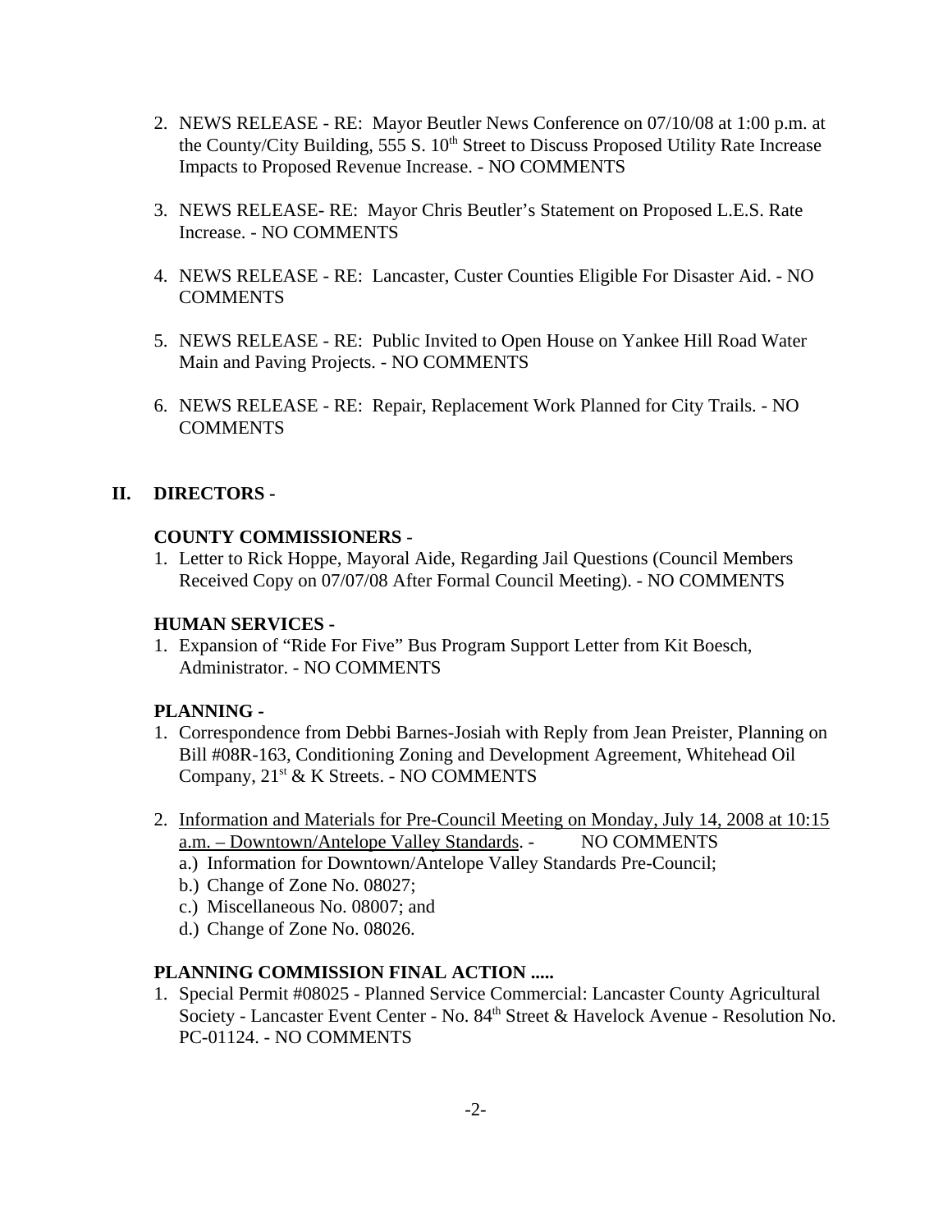2. NEWS RELEASE - RE: Mayor Beutler News Conference on 07/10/08 at 1:00 p.m. at the County/City Building, 555 S. 10th Street to Discuss Proposed Utility Rate Increase Impacts to Proposed Revenue Increase. - NO COMMENTS

3. NEWS RELEASE- RE: Mayor Chris Beutler's Statement on Proposed L.E.S. Rate Increase. - NO COMMENTS

4. NEWS RELEASE - RE: Lancaster, Custer Counties Eligible For Disaster Aid. - NO COMMENTS

5. NEWS RELEASE - RE: Public Invited to Open House on Yankee Hill Road Water Main and Paving Projects. - NO COMMENTS

6. NEWS RELEASE - RE: Repair, Replacement Work Planned for City Trails. - NO COMMENTS

## II. DIRECTORS -

**COUNTY COMMISSIONERS** -

1. Letter to Rick Hoppe, Mayoral Aide, Regarding Jail Questions (Council Members Received Copy on 07/07/08 After Formal Council Meeting). - NO COMMENTS

**HUMAN SERVICES -**

1. Expansion of "Ride For Five" Bus Program Support Letter from Kit Boesch, Administrator. - NO COMMENTS

**PLANNING -**

1. Correspondence from Debbi Barnes-Josiah with Reply from Jean Preister, Planning on Bill #08R-163, Conditioning Zoning and Development Agreement, Whitehead Oil Company, 21st & K Streets. - NO COMMENTS

2. Information and Materials for Pre-Council Meeting on Monday, July 14, 2008 at 10:15 a.m. – Downtown/Antelope Valley Standards. - NO COMMENTS
   a.) Information for Downtown/Antelope Valley Standards Pre-Council;
   b.) Change of Zone No. 08027;
   c.) Miscellaneous No. 08007; and
   d.) Change of Zone No. 08026.

**PLANNING COMMISSION FINAL ACTION .....**

1. Special Permit #08025 - Planned Service Commercial: Lancaster County Agricultural Society - Lancaster Event Center - No. 84th Street & Havelock Avenue - Resolution No. PC-01124. - NO COMMENTS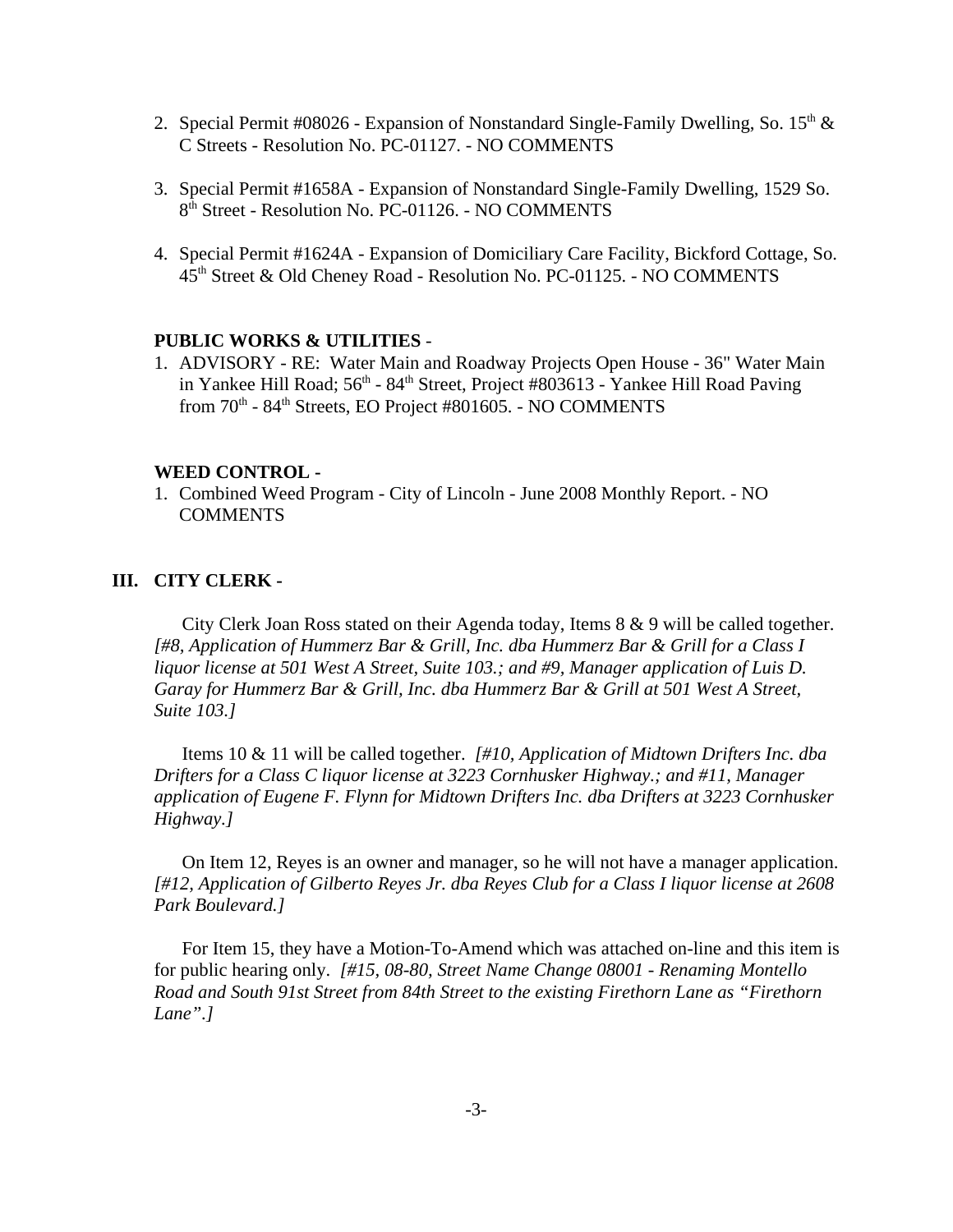2. Special Permit #08026 - Expansion of Nonstandard Single-Family Dwelling, So. 15th & C Streets - Resolution No. PC-01127. - NO COMMENTS

3. Special Permit #1658A - Expansion of Nonstandard Single-Family Dwelling, 1529 So. 8th Street - Resolution No. PC-01126. - NO COMMENTS

4. Special Permit #1624A - Expansion of Domiciliary Care Facility, Bickford Cottage, So. 45th Street & Old Cheney Road - Resolution No. PC-01125. - NO COMMENTS

**PUBLIC WORKS & UTILITIES** -

1. ADVISORY - RE: Water Main and Roadway Projects Open House - 36" Water Main in Yankee Hill Road; 56th - 84th Street, Project #803613 - Yankee Hill Road Paving from 70th - 84th Streets, EO Project #801605. - NO COMMENTS

**WEED CONTROL -**

1. Combined Weed Program - City of Lincoln - June 2008 Monthly Report. - NO COMMENTS

## III. CITY CLERK -

City Clerk Joan Ross stated on their Agenda today, Items 8 & 9 will be called together. *[#8, Application of Hummerz Bar & Grill, Inc. dba Hummerz Bar & Grill for a Class I liquor license at 501 West A Street, Suite 103.; and #9, Manager application of Luis D. Garay for Hummerz Bar & Grill, Inc. dba Hummerz Bar & Grill at 501 West A Street, Suite 103.]*

Items 10 & 11 will be called together. *[#10, Application of Midtown Drifters Inc. dba Drifters for a Class C liquor license at 3223 Cornhusker Highway.; and #11, Manager application of Eugene F. Flynn for Midtown Drifters Inc. dba Drifters at 3223 Cornhusker Highway.]*

On Item 12, Reyes is an owner and manager, so he will not have a manager application. *[#12, Application of Gilberto Reyes Jr. dba Reyes Club for a Class I liquor license at 2608 Park Boulevard.]*

For Item 15, they have a Motion-To-Amend which was attached on-line and this item is for public hearing only. *[#15, 08-80, Street Name Change 08001 - Renaming Montello Road and South 91st Street from 84th Street to the existing Firethorn Lane as "Firethorn Lane".]*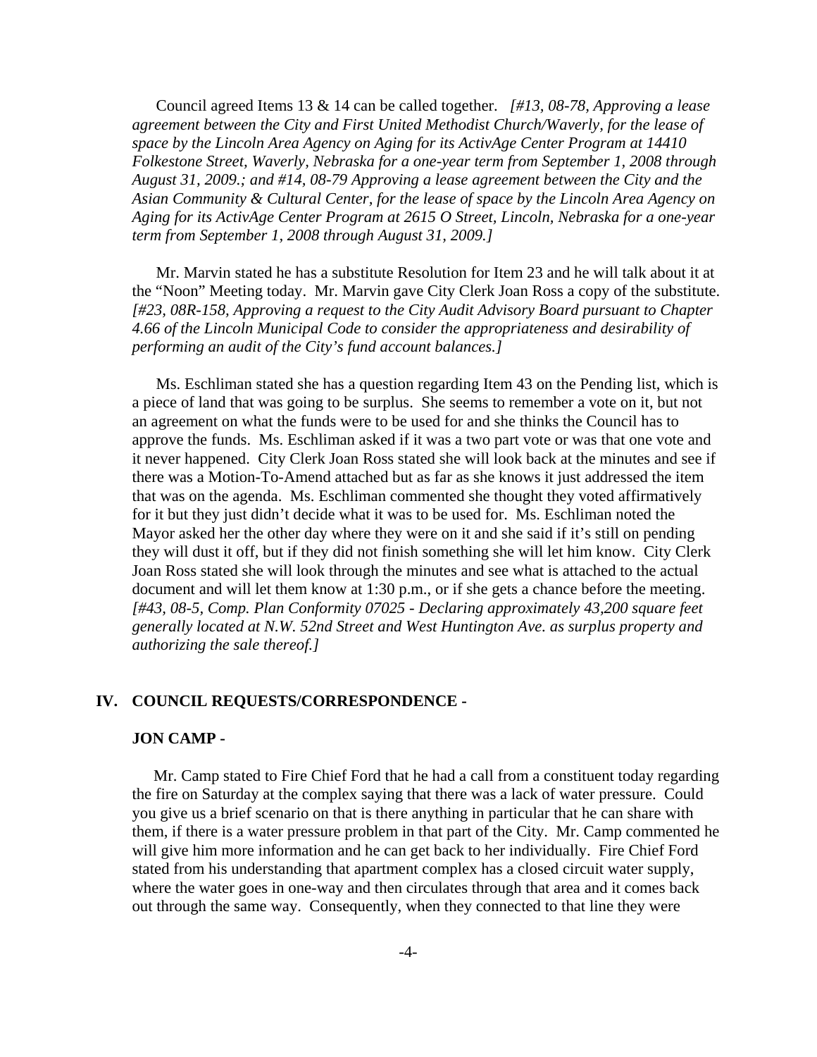Council agreed Items 13 & 14 can be called together. *[#13, 08-78, Approving a lease agreement between the City and First United Methodist Church/Waverly, for the lease of space by the Lincoln Area Agency on Aging for its ActivAge Center Program at 14410 Folkestone Street, Waverly, Nebraska for a one-year term from September 1, 2008 through August 31, 2009.; and #14, 08-79 Approving a lease agreement between the City and the Asian Community & Cultural Center, for the lease of space by the Lincoln Area Agency on Aging for its ActivAge Center Program at 2615 O Street, Lincoln, Nebraska for a one-year term from September 1, 2008 through August 31, 2009.]*

Mr. Marvin stated he has a substitute Resolution for Item 23 and he will talk about it at the "Noon" Meeting today. Mr. Marvin gave City Clerk Joan Ross a copy of the substitute. *[#23, 08R-158, Approving a request to the City Audit Advisory Board pursuant to Chapter 4.66 of the Lincoln Municipal Code to consider the appropriateness and desirability of performing an audit of the City's fund account balances.]*

Ms. Eschliman stated she has a question regarding Item 43 on the Pending list, which is a piece of land that was going to be surplus. She seems to remember a vote on it, but not an agreement on what the funds were to be used for and she thinks the Council has to approve the funds. Ms. Eschliman asked if it was a two part vote or was that one vote and it never happened. City Clerk Joan Ross stated she will look back at the minutes and see if there was a Motion-To-Amend attached but as far as she knows it just addressed the item that was on the agenda. Ms. Eschliman commented she thought they voted affirmatively for it but they just didn't decide what it was to be used for. Ms. Eschliman noted the Mayor asked her the other day where they were on it and she said if it's still on pending they will dust it off, but if they did not finish something she will let him know. City Clerk Joan Ross stated she will look through the minutes and see what is attached to the actual document and will let them know at 1:30 p.m., or if she gets a chance before the meeting. *[#43, 08-5, Comp. Plan Conformity 07025 - Declaring approximately 43,200 square feet generally located at N.W. 52nd Street and West Huntington Ave. as surplus property and authorizing the sale thereof.]*

## IV. COUNCIL REQUESTS/CORRESPONDENCE -

### JON CAMP -

Mr. Camp stated to Fire Chief Ford that he had a call from a constituent today regarding the fire on Saturday at the complex saying that there was a lack of water pressure. Could you give us a brief scenario on that is there anything in particular that he can share with them, if there is a water pressure problem in that part of the City. Mr. Camp commented he will give him more information and he can get back to her individually. Fire Chief Ford stated from his understanding that apartment complex has a closed circuit water supply, where the water goes in one-way and then circulates through that area and it comes back out through the same way. Consequently, when they connected to that line they were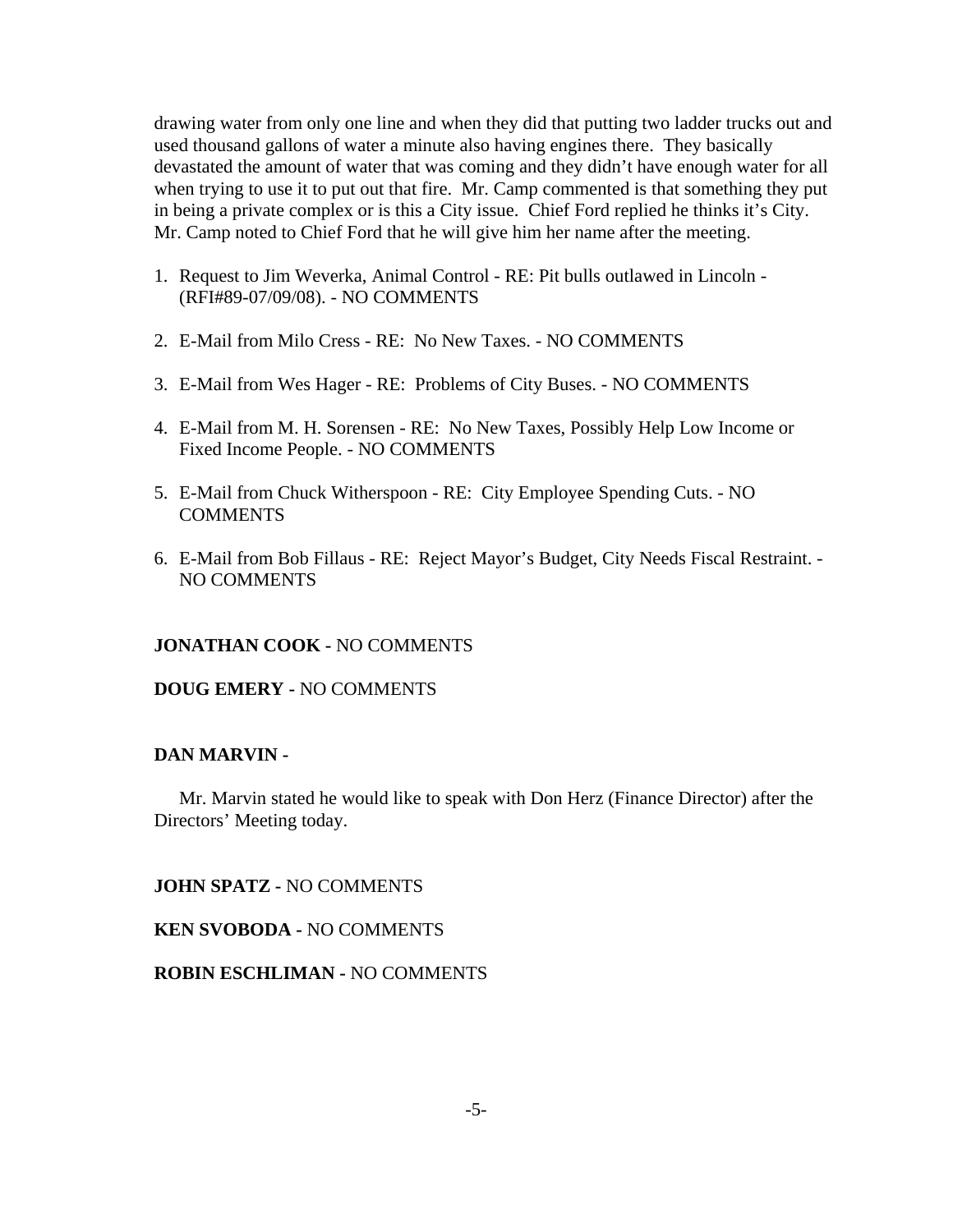drawing water from only one line and when they did that putting two ladder trucks out and used thousand gallons of water a minute also having engines there. They basically devastated the amount of water that was coming and they didn't have enough water for all when trying to use it to put out that fire. Mr. Camp commented is that something they put in being a private complex or is this a City issue. Chief Ford replied he thinks it's City. Mr. Camp noted to Chief Ford that he will give him her name after the meeting.

1. Request to Jim Weverka, Animal Control - RE: Pit bulls outlawed in Lincoln - (RFI#89-07/09/08). - NO COMMENTS

2. E-Mail from Milo Cress - RE: No New Taxes. - NO COMMENTS

3. E-Mail from Wes Hager - RE: Problems of City Buses. - NO COMMENTS

4. E-Mail from M. H. Sorensen - RE: No New Taxes, Possibly Help Low Income or Fixed Income People. - NO COMMENTS

5. E-Mail from Chuck Witherspoon - RE: City Employee Spending Cuts. - NO COMMENTS

6. E-Mail from Bob Fillaus - RE: Reject Mayor's Budget, City Needs Fiscal Restraint. - NO COMMENTS

**JONATHAN COOK -** NO COMMENTS

**DOUG EMERY -** NO COMMENTS

**DAN MARVIN -**

Mr. Marvin stated he would like to speak with Don Herz (Finance Director) after the Directors' Meeting today.

**JOHN SPATZ -** NO COMMENTS

**KEN SVOBODA -** NO COMMENTS

**ROBIN ESCHLIMAN -** NO COMMENTS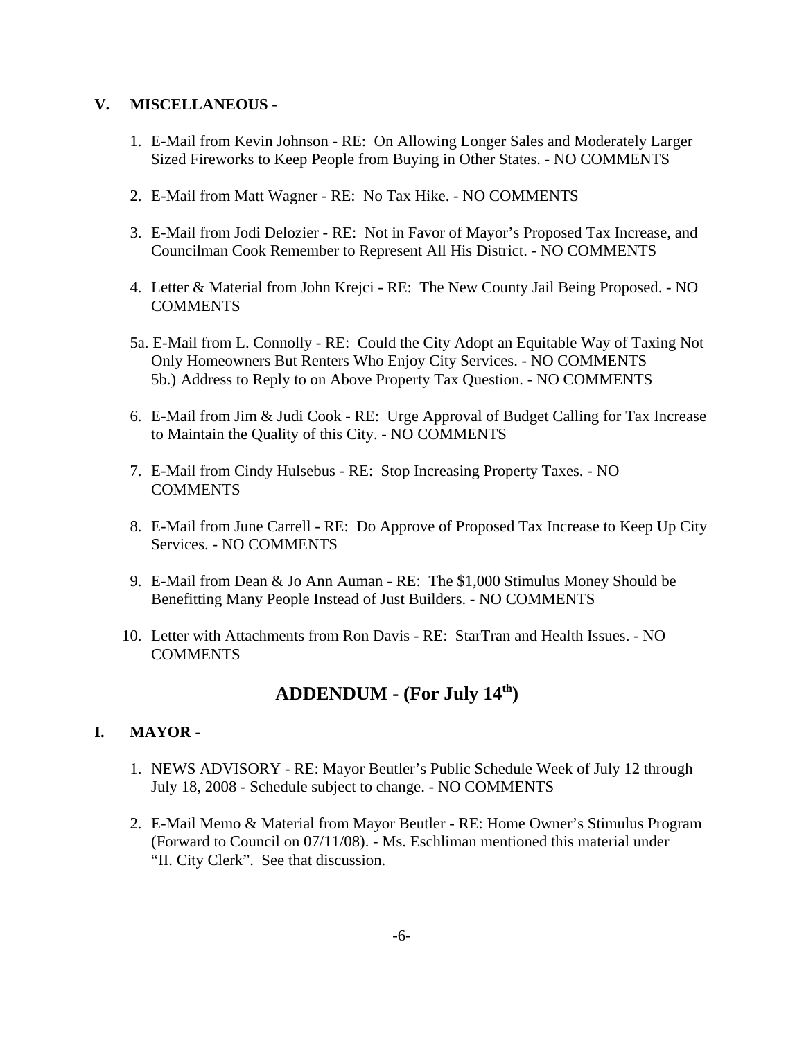## V. MISCELLANEOUS -

1. E-Mail from Kevin Johnson - RE: On Allowing Longer Sales and Moderately Larger Sized Fireworks to Keep People from Buying in Other States. - NO COMMENTS

2. E-Mail from Matt Wagner - RE: No Tax Hike. - NO COMMENTS

3. E-Mail from Jodi Delozier - RE: Not in Favor of Mayor's Proposed Tax Increase, and Councilman Cook Remember to Represent All His District. - NO COMMENTS

4. Letter & Material from John Krejci - RE: The New County Jail Being Proposed. - NO COMMENTS

5a. E-Mail from L. Connolly - RE: Could the City Adopt an Equitable Way of Taxing Not Only Homeowners But Renters Who Enjoy City Services. - NO COMMENTS
5b.) Address to Reply to on Above Property Tax Question. - NO COMMENTS

6. E-Mail from Jim & Judi Cook - RE: Urge Approval of Budget Calling for Tax Increase to Maintain the Quality of this City. - NO COMMENTS

7. E-Mail from Cindy Hulsebus - RE: Stop Increasing Property Taxes. - NO COMMENTS

8. E-Mail from June Carrell - RE: Do Approve of Proposed Tax Increase to Keep Up City Services. - NO COMMENTS

9. E-Mail from Dean & Jo Ann Auman - RE: The $1,000 Stimulus Money Should be Benefitting Many People Instead of Just Builders. - NO COMMENTS

10. Letter with Attachments from Ron Davis - RE: StarTran and Health Issues. - NO COMMENTS

# ADDENDUM - (For July 14th)

## I. MAYOR -

1. NEWS ADVISORY - RE: Mayor Beutler's Public Schedule Week of July 12 through July 18, 2008 - Schedule subject to change. - NO COMMENTS

2. E-Mail Memo & Material from Mayor Beutler - RE: Home Owner's Stimulus Program (Forward to Council on 07/11/08). - Ms. Eschliman mentioned this material under "II. City Clerk". See that discussion.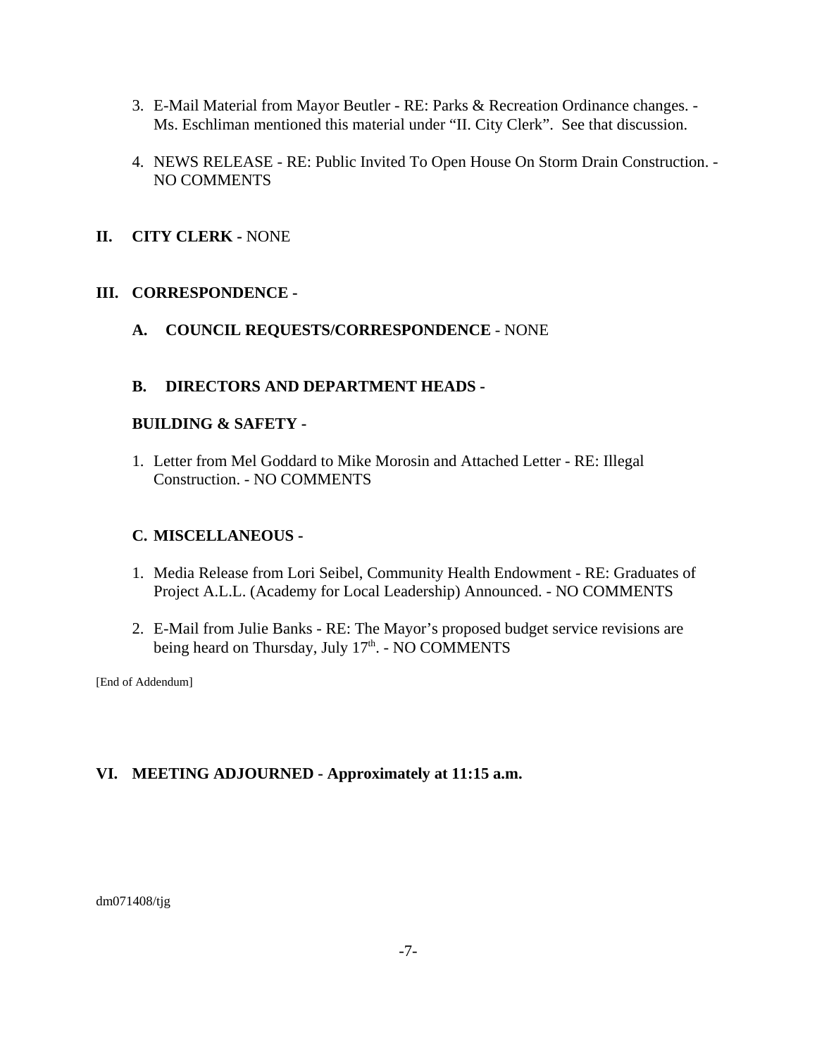3. E-Mail Material from Mayor Beutler - RE: Parks & Recreation Ordinance changes. - Ms. Eschliman mentioned this material under "II. City Clerk". See that discussion.

4. NEWS RELEASE - RE: Public Invited To Open House On Storm Drain Construction. - NO COMMENTS

## II. CITY CLERK - NONE

## III. CORRESPONDENCE -

### A. COUNCIL REQUESTS/CORRESPONDENCE - NONE

### B. DIRECTORS AND DEPARTMENT HEADS -

**BUILDING & SAFETY -**

1. Letter from Mel Goddard to Mike Morosin and Attached Letter - RE: Illegal Construction. - NO COMMENTS

### C. MISCELLANEOUS -

1. Media Release from Lori Seibel, Community Health Endowment - RE: Graduates of Project A.L.L. (Academy for Local Leadership) Announced. - NO COMMENTS

2. E-Mail from Julie Banks - RE: The Mayor's proposed budget service revisions are being heard on Thursday, July 17th. - NO COMMENTS

[End of Addendum]

## VI. MEETING ADJOURNED - Approximately at 11:15 a.m.

dm071408/tjg